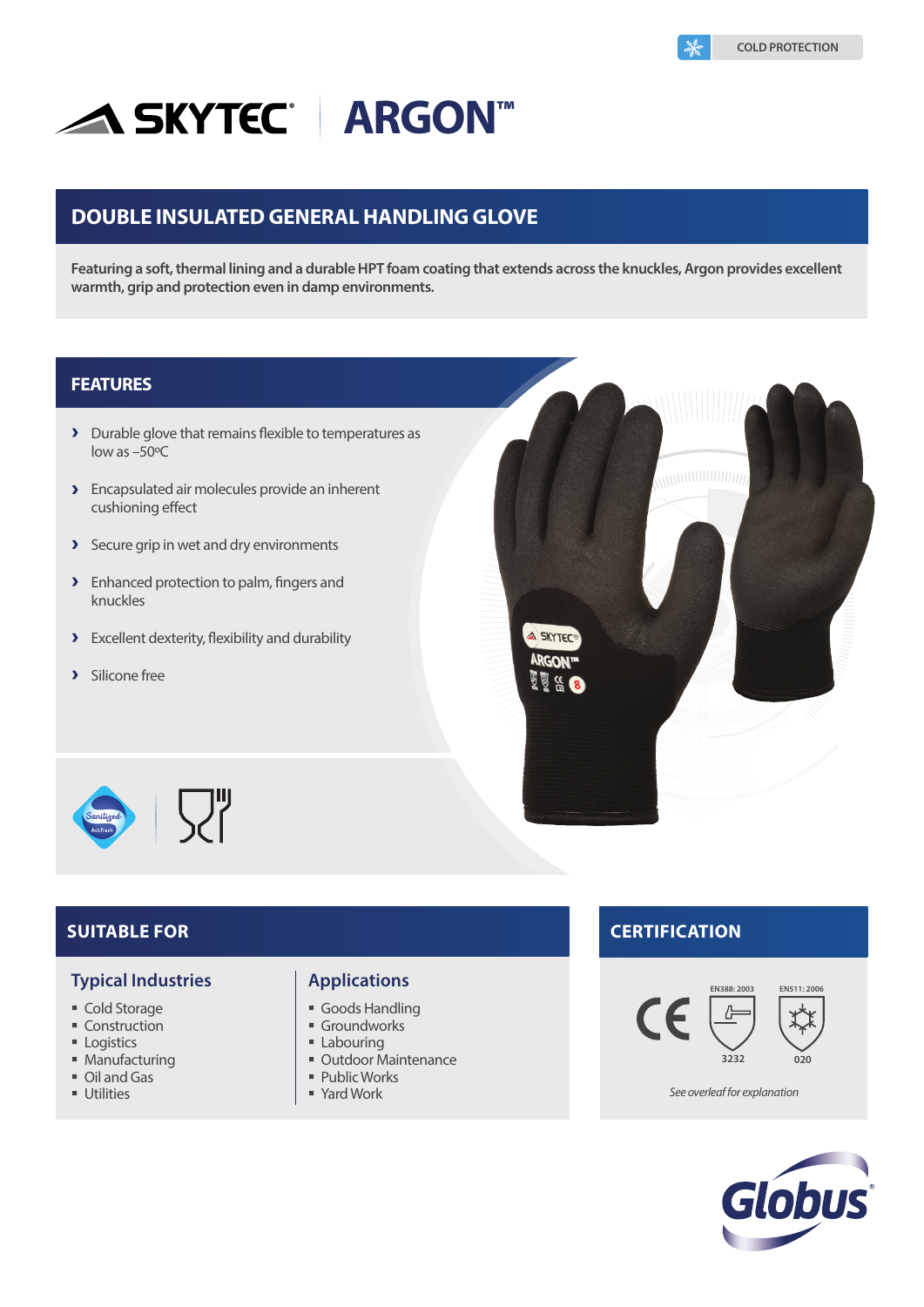COLD PROTECTION

# SKYTEC® | ARGON™

## DOUBLE INSULATED GENERAL HANDLING GLOVE

**Featuring a soft, thermal lining and a durable HPT foam coating that extends across the knuckles, Argon provides excellent warmth, grip and protection even in damp environments.**

## FEATURES

- Durable glove that remains flexible to temperatures as low as –50ºC
- Encapsulated air molecules provide an inherent cushioning effect
- Secure grip in wet and dry environments
- Enhanced protection to palm, fingers and knuckles
- Excellent dexterity, flexibility and durability
- Silicone free

## SUITABLE FOR

### Typical Industries

- Cold Storage
- Construction
- Logistics
- Manufacturing
- Oil and Gas
- Utilities

### Applications

- Goods Handling
- Groundworks
- Labouring
- Outdoor Maintenance
- Public Works
- Yard Work

## CERTIFICATION

CE

EN388: 2003 — 3232

EN511: 2006 — 020

*See overleaf for explanation*

Globus®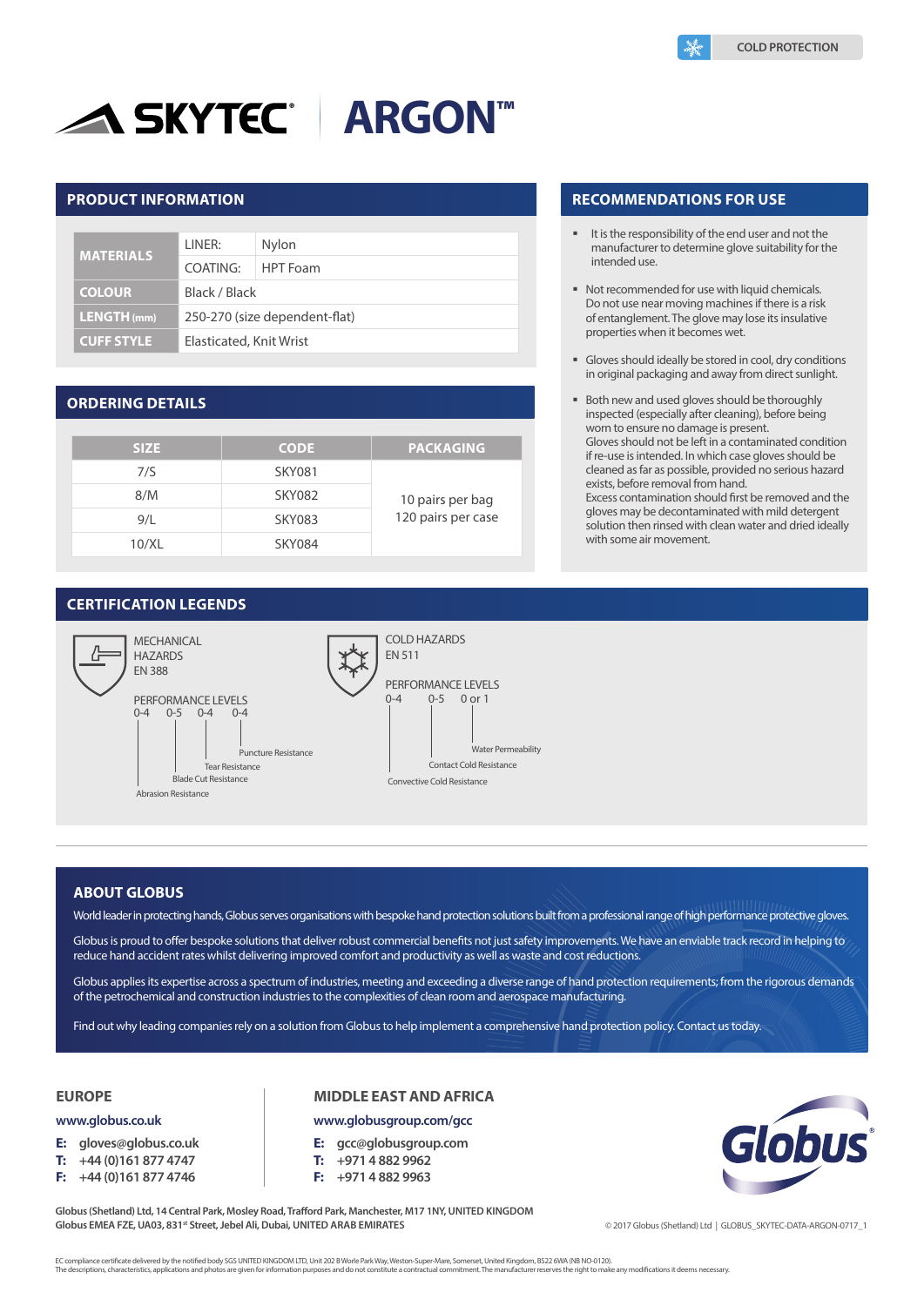COLD PROTECTION

# SKYTEC® | ARGON™

## PRODUCT INFORMATION

| | | |
|---|---|---|
| **MATERIALS** | LINER: | Nylon |
| | COATING: | HPT Foam |
| **COLOUR** | Black / Black | |
| **LENGTH (mm)** | 250-270 (size dependent-flat) | |
| **CUFF STYLE** | Elasticated, Knit Wrist | |

## ORDERING DETAILS

| SIZE | CODE | PACKAGING |
|---|---|---|
| 7/S | SKY081 | 10 pairs per bag<br>120 pairs per case |
| 8/M | SKY082 | |
| 9/L | SKY083 | |
| 10/XL | SKY084 | |

## RECOMMENDATIONS FOR USE

- It is the responsibility of the end user and not the manufacturer to determine glove suitability for the intended use.
- Not recommended for use with liquid chemicals. Do not use near moving machines if there is a risk of entanglement. The glove may lose its insulative properties when it becomes wet.
- Gloves should ideally be stored in cool, dry conditions in original packaging and away from direct sunlight.
- Both new and used gloves should be thoroughly inspected (especially after cleaning), before being worn to ensure no damage is present. Gloves should not be left in a contaminated condition if re-use is intended. In which case gloves should be cleaned as far as possible, provided no serious hazard exists, before removal from hand. Excess contamination should first be removed and the gloves may be decontaminated with mild detergent solution then rinsed with clean water and dried ideally with some air movement.

## CERTIFICATION LEGENDS

MECHANICAL HAZARDS
EN 388

PERFORMANCE LEVELS
0-4 0-5 0-4 0-4

Puncture Resistance
Tear Resistance
Blade Cut Resistance
Abrasion Resistance

COLD HAZARDS
EN 511

PERFORMANCE LEVELS
0-4 0-5 0 or 1

Water Permeability
Contact Cold Resistance
Convective Cold Resistance

## ABOUT GLOBUS

World leader in protecting hands, Globus serves organisations with bespoke hand protection solutions built from a professional range of high performance protective gloves.

Globus is proud to offer bespoke solutions that deliver robust commercial benefits not just safety improvements. We have an enviable track record in helping to reduce hand accident rates whilst delivering improved comfort and productivity as well as waste and cost reductions.

Globus applies its expertise across a spectrum of industries, meeting and exceeding a diverse range of hand protection requirements; from the rigorous demands of the petrochemical and construction industries to the complexities of clean room and aerospace manufacturing.

Find out why leading companies rely on a solution from Globus to help implement a comprehensive hand protection policy. Contact us today.

### EUROPE

**www.globus.co.uk**

**E:** gloves@globus.co.uk
**T:** +44 (0)161 877 4747
**F:** +44 (0)161 877 4746

### MIDDLE EAST AND AFRICA

**www.globusgroup.com/gcc**

**E:** gcc@globusgroup.com
**T:** +971 4 882 9962
**F:** +971 4 882 9963

Globus®

**Globus (Shetland) Ltd, 14 Central Park, Mosley Road, Trafford Park, Manchester, M17 1NY, UNITED KINGDOM**
**Globus EMEA FZE, UA03, 831st Street, Jebel Ali, Dubai, UNITED ARAB EMIRATES**

© 2017 Globus (Shetland) Ltd | GLOBUS_SKYTEC-DATA-ARGON-0717_1

EC compliance certificate delivered by the notified body SGS UNITED KINGDOM LTD, Unit 202 B Worle Park Way, Weston-Super-Mare, Somerset, United Kingdom, BS22 6WA (NB NO-0120).
The descriptions, characteristics, applications and photos are given for information purposes and do not constitute a contractual commitment. The manufacturer reserves the right to make any modifications it deems necessary.